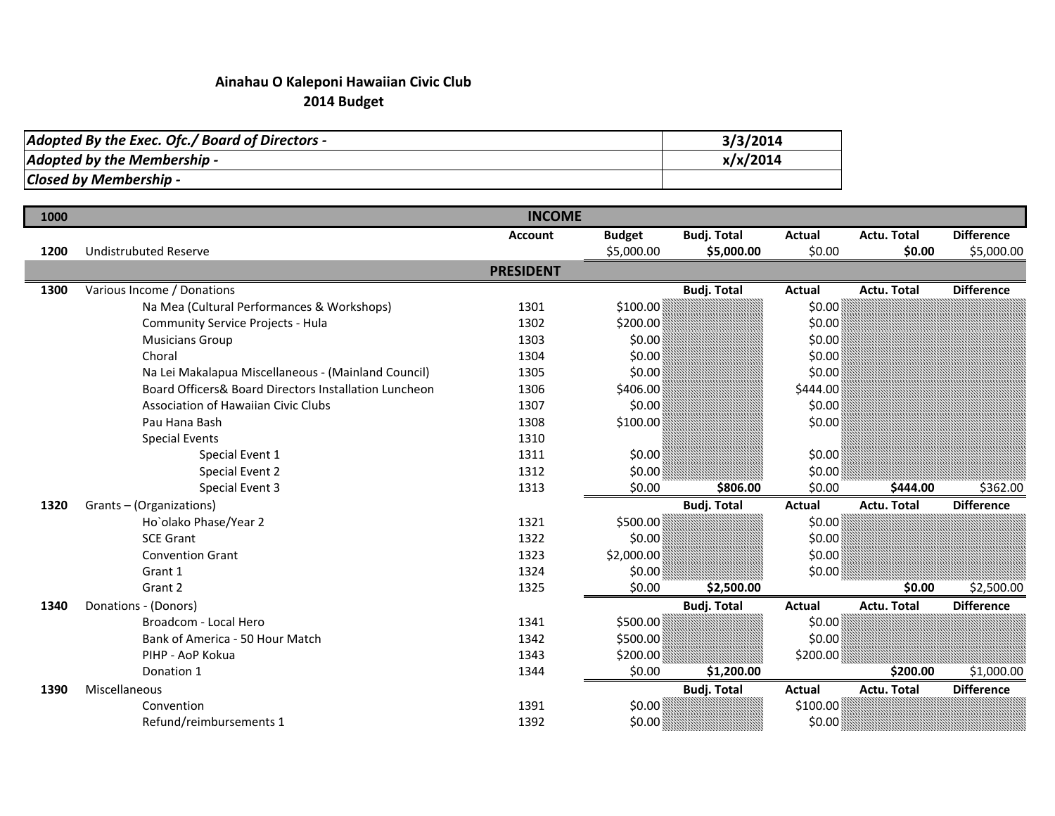**Ainahau O Kaleponi Hawaiian Civic Club**
**2014 Budget**

| | |
|---|---|
| ***Adopted By the Exec. Ofc./ Board of Directors -*** | **3/3/2014** |
| ***Adopted by the Membership -*** | **x/x/2014** |
| ***Closed by Membership -*** | |

| **1000** | | **INCOME** | | | | | |
|---|---|---|---|---|---|---|---|
| | | **Account** | **Budget** | **Budj. Total** | **Actual** | **Actu. Total** | **Difference** |
| **1200** | Undistrubuted Reserve | | $5,000.00 | **$5,000.00** | $0.00 | **$0.00** | $5,000.00 |
| | | **PRESIDENT** | | | | | |
| **1300** | Various Income / Donations | | | **Budj. Total** | **Actual** | **Actu. Total** | **Difference** |
| | Na Mea (Cultural Performances & Workshops) | 1301 | $100.00 | | $0.00 | | |
| | Community Service Projects - Hula | 1302 | $200.00 | | $0.00 | | |
| | Musicians Group | 1303 | $0.00 | | $0.00 | | |
| | Choral | 1304 | $0.00 | | $0.00 | | |
| | Na Lei Makalapua Miscellaneous - (Mainland Council) | 1305 | $0.00 | | $0.00 | | |
| | Board Officers& Board Directors Installation Luncheon | 1306 | $406.00 | | $444.00 | | |
| | Association of Hawaiian Civic Clubs | 1307 | $0.00 | | $0.00 | | |
| | Pau Hana Bash | 1308 | $100.00 | | $0.00 | | |
| | Special Events | 1310 | | | | | |
| | Special Event 1 | 1311 | $0.00 | | $0.00 | | |
| | Special Event 2 | 1312 | $0.00 | | $0.00 | | |
| | Special Event 3 | 1313 | $0.00 | **$806.00** | $0.00 | **$444.00** | $362.00 |
| **1320** | Grants – (Organizations) | | | **Budj. Total** | **Actual** | **Actu. Total** | **Difference** |
| | Ho`olako Phase/Year 2 | 1321 | $500.00 | | $0.00 | | |
| | SCE Grant | 1322 | $0.00 | | $0.00 | | |
| | Convention Grant | 1323 | $2,000.00 | | $0.00 | | |
| | Grant 1 | 1324 | $0.00 | | $0.00 | | |
| | Grant 2 | 1325 | $0.00 | **$2,500.00** | | **$0.00** | $2,500.00 |
| **1340** | Donations - (Donors) | | | **Budj. Total** | **Actual** | **Actu. Total** | **Difference** |
| | Broadcom - Local Hero | 1341 | $500.00 | | $0.00 | | |
| | Bank of America - 50 Hour Match | 1342 | $500.00 | | $0.00 | | |
| | PIHP - AoP Kokua | 1343 | $200.00 | | $200.00 | | |
| | Donation 1 | 1344 | $0.00 | **$1,200.00** | | **$200.00** | $1,000.00 |
| **1390** | Miscellaneous | | | **Budj. Total** | **Actual** | **Actu. Total** | **Difference** |
| | Convention | 1391 | $0.00 | | $100.00 | | |
| | Refund/reimbursements 1 | 1392 | $0.00 | | $0.00 | | |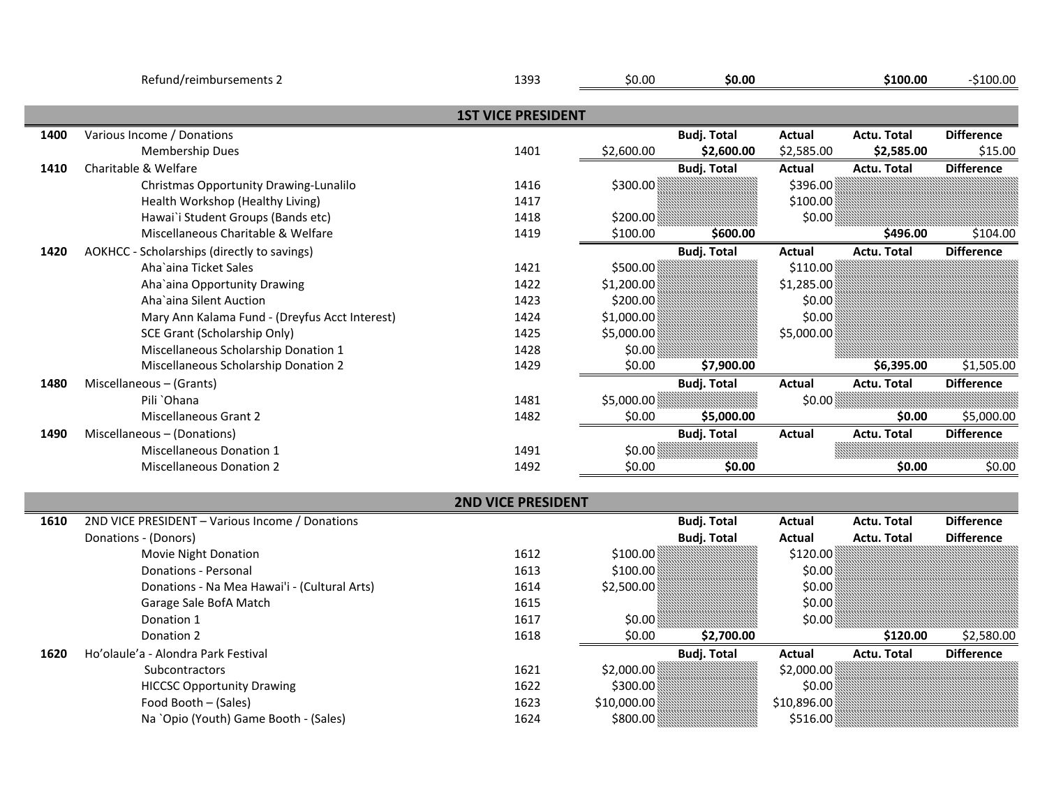| | | Code | Budget | Budj. Total | Actual | Actu. Total | Difference |
|---|---|---|---|---|---|---|---|
| | Refund/reimbursements 2 | 1393 | $0.00 | **$0.00** | | **$100.00** | -$100.00 |

## 1ST VICE PRESIDENT

| | | | | | | | |
|---|---|---|---|---|---|---|---|
| **1400** | Various Income / Donations | | | **Budj. Total** | **Actual** | **Actu. Total** | **Difference** |
| | Membership Dues | 1401 | $2,600.00 | **$2,600.00** | $2,585.00 | **$2,585.00** | $15.00 |
| **1410** | Charitable & Welfare | | | **Budj. Total** | **Actual** | **Actu. Total** | **Difference** |
| | Christmas Opportunity Drawing-Lunalilo | 1416 | $300.00 | | $396.00 | | |
| | Health Workshop (Healthy Living) | 1417 | | | $100.00 | | |
| | Hawai`i Student Groups (Bands etc) | 1418 | $200.00 | | $0.00 | | |
| | Miscellaneous Charitable & Welfare | 1419 | $100.00 | **$600.00** | | **$496.00** | $104.00 |
| **1420** | AOKHCC - Scholarships (directly to savings) | | | **Budj. Total** | **Actual** | **Actu. Total** | **Difference** |
| | Aha`aina Ticket Sales | 1421 | $500.00 | | $110.00 | | |
| | Aha`aina Opportunity Drawing | 1422 | $1,200.00 | | $1,285.00 | | |
| | Aha`aina Silent Auction | 1423 | $200.00 | | $0.00 | | |
| | Mary Ann Kalama Fund - (Dreyfus Acct Interest) | 1424 | $1,000.00 | | $0.00 | | |
| | SCE Grant (Scholarship Only) | 1425 | $5,000.00 | | $5,000.00 | | |
| | Miscellaneous Scholarship Donation 1 | 1428 | $0.00 | | | | |
| | Miscellaneous Scholarship Donation 2 | 1429 | $0.00 | **$7,900.00** | | **$6,395.00** | $1,505.00 |
| **1480** | Miscellaneous – (Grants) | | | **Budj. Total** | **Actual** | **Actu. Total** | **Difference** |
| | Pili `Ohana | 1481 | $5,000.00 | | $0.00 | | |
| | Miscellaneous Grant 2 | 1482 | $0.00 | **$5,000.00** | | **$0.00** | $5,000.00 |
| **1490** | Miscellaneous – (Donations) | | | **Budj. Total** | **Actual** | **Actu. Total** | **Difference** |
| | Miscellaneous Donation 1 | 1491 | $0.00 | | | | |
| | Miscellaneous Donation 2 | 1492 | $0.00 | **$0.00** | | **$0.00** | $0.00 |

## 2ND VICE PRESIDENT

| | | | | | | | |
|---|---|---|---|---|---|---|---|
| **1610** | 2ND VICE PRESIDENT – Various Income / Donations | | | **Budj. Total** | **Actual** | **Actu. Total** | **Difference** |
| | Donations - (Donors) | | | **Budj. Total** | **Actual** | **Actu. Total** | **Difference** |
| | Movie Night Donation | 1612 | $100.00 | | $120.00 | | |
| | Donations - Personal | 1613 | $100.00 | | $0.00 | | |
| | Donations - Na Mea Hawai'i - (Cultural Arts) | 1614 | $2,500.00 | | $0.00 | | |
| | Garage Sale BofA Match | 1615 | | | $0.00 | | |
| | Donation 1 | 1617 | $0.00 | | $0.00 | | |
| | Donation 2 | 1618 | $0.00 | **$2,700.00** | | **$120.00** | $2,580.00 |
| **1620** | Ho'olaule'a - Alondra Park Festival | | | **Budj. Total** | **Actual** | **Actu. Total** | **Difference** |
| | Subcontractors | 1621 | $2,000.00 | | $2,000.00 | | |
| | HICCSC Opportunity Drawing | 1622 | $300.00 | | $0.00 | | |
| | Food Booth – (Sales) | 1623 | $10,000.00 | | $10,896.00 | | |
| | Na `Opio (Youth) Game Booth - (Sales) | 1624 | $800.00 | | $516.00 | | |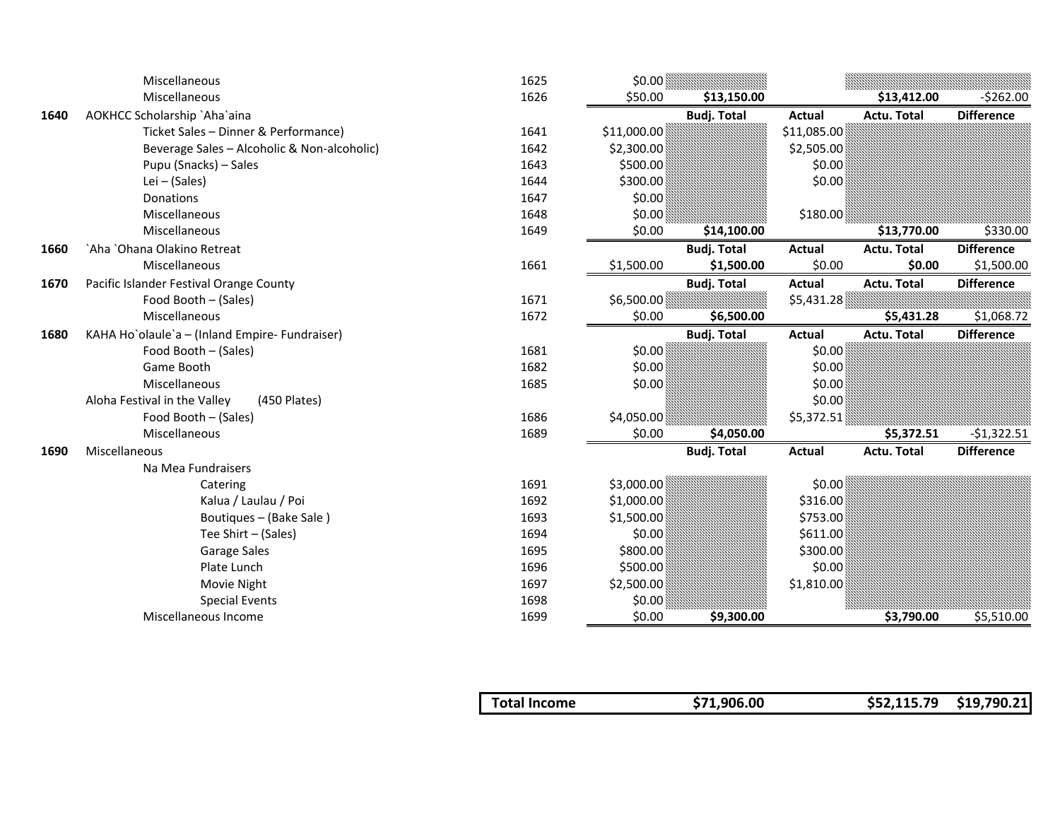| Code | Description | Acct | Budget | Budj. Total | Actual | Actu. Total | Difference |
|---|---|---|---|---|---|---|---|
| | Miscellaneous | 1625 | $0.00 | | | | |
| | Miscellaneous | 1626 | $50.00 | **$13,150.00** | | **$13,412.00** | -$262.00 |
| **1640** | AOKHCC Scholarship `Aha`aina | | | **Budj. Total** | **Actual** | **Actu. Total** | **Difference** |
| | Ticket Sales – Dinner & Performance) | 1641 | $11,000.00 | | $11,085.00 | | |
| | Beverage Sales – Alcoholic & Non-alcoholic) | 1642 | $2,300.00 | | $2,505.00 | | |
| | Pupu (Snacks) – Sales | 1643 | $500.00 | | $0.00 | | |
| | Lei – (Sales) | 1644 | $300.00 | | $0.00 | | |
| | Donations | 1647 | $0.00 | | | | |
| | Miscellaneous | 1648 | $0.00 | | $180.00 | | |
| | Miscellaneous | 1649 | $0.00 | **$14,100.00** | | **$13,770.00** | $330.00 |
| **1660** | `Aha `Ohana Olakino Retreat | | | **Budj. Total** | **Actual** | **Actu. Total** | **Difference** |
| | Miscellaneous | 1661 | $1,500.00 | **$1,500.00** | $0.00 | **$0.00** | $1,500.00 |
| **1670** | Pacific Islander Festival Orange County | | | **Budj. Total** | **Actual** | **Actu. Total** | **Difference** |
| | Food Booth – (Sales) | 1671 | $6,500.00 | | $5,431.28 | | |
| | Miscellaneous | 1672 | $0.00 | **$6,500.00** | | **$5,431.28** | $1,068.72 |
| **1680** | KAHA Ho`olaule`a – (Inland Empire- Fundraiser) | | | **Budj. Total** | **Actual** | **Actu. Total** | **Difference** |
| | Food Booth – (Sales) | 1681 | $0.00 | | $0.00 | | |
| | Game Booth | 1682 | $0.00 | | $0.00 | | |
| | Miscellaneous | 1685 | $0.00 | | $0.00 | | |
| | Aloha Festival in the Valley (450 Plates) | | | | $0.00 | | |
| | Food Booth – (Sales) | 1686 | $4,050.00 | | $5,372.51 | | |
| | Miscellaneous | 1689 | $0.00 | **$4,050.00** | | **$5,372.51** | -$1,322.51 |
| **1690** | Miscellaneous | | | **Budj. Total** | **Actual** | **Actu. Total** | **Difference** |
| | Na Mea Fundraisers | | | | | | |
| | Catering | 1691 | $3,000.00 | | $0.00 | | |
| | Kalua / Laulau / Poi | 1692 | $1,000.00 | | $316.00 | | |
| | Boutiques – (Bake Sale ) | 1693 | $1,500.00 | | $753.00 | | |
| | Tee Shirt – (Sales) | 1694 | $0.00 | | $611.00 | | |
| | Garage Sales | 1695 | $800.00 | | $300.00 | | |
| | Plate Lunch | 1696 | $500.00 | | $0.00 | | |
| | Movie Night | 1697 | $2,500.00 | | $1,810.00 | | |
| | Special Events | 1698 | $0.00 | | | | |
| | Miscellaneous Income | 1699 | $0.00 | **$9,300.00** | | **$3,790.00** | $5,510.00 |

| | | | |
|---|---|---|---|
| **Total Income** | **$71,906.00** | **$52,115.79** | **$19,790.21** |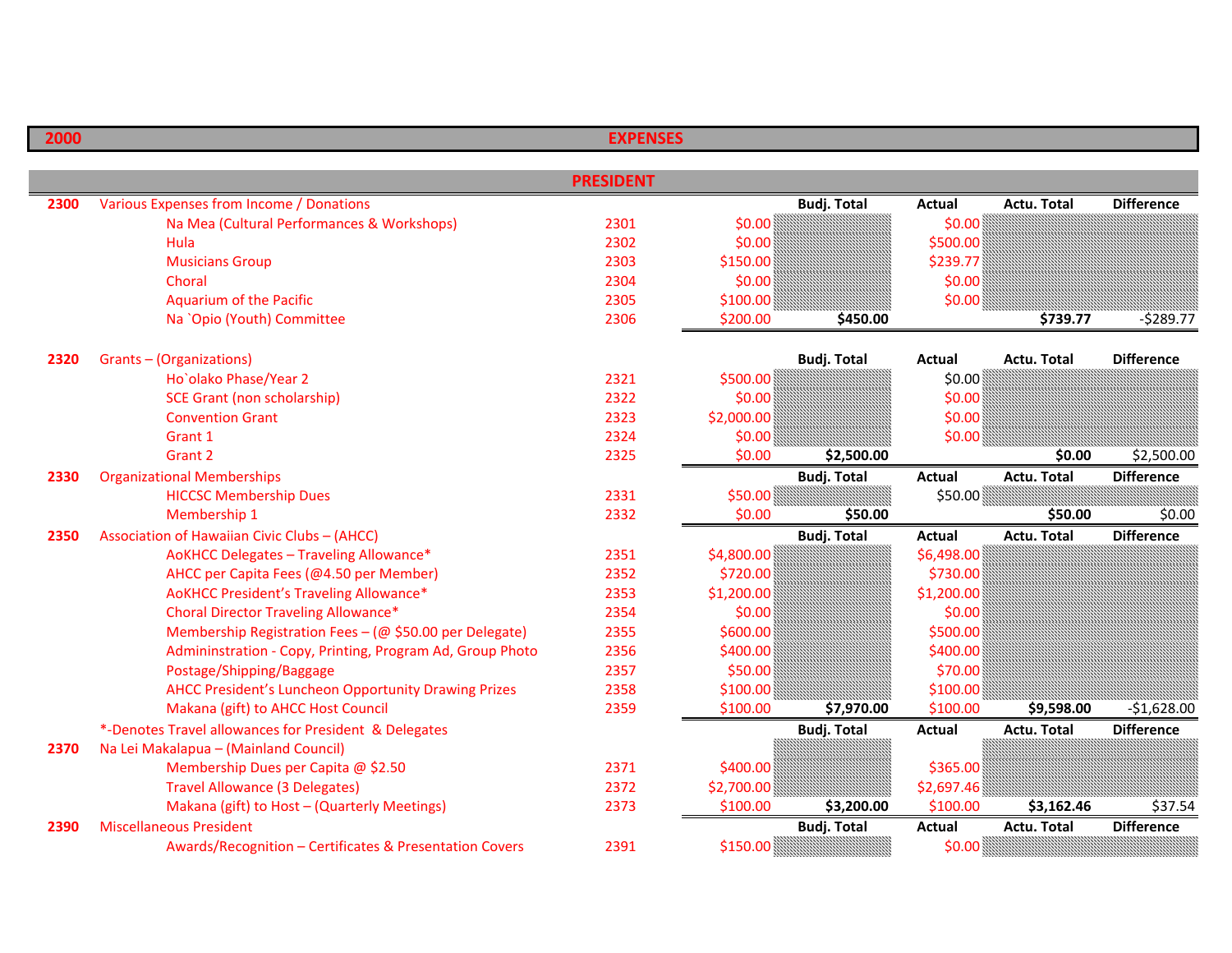| 2000 | | EXPENSES | | | | | |
|---|---|---|---|---|---|---|---|

| | | PRESIDENT | | | | | |
|---|---|---|---|---|---|---|---|
| 2300 | Various Expenses from Income / Donations | | | Budj. Total | Actual | Actu. Total | Difference |
| | Na Mea (Cultural Performances & Workshops) | 2301 | $0.00 | | $0.00 | | |
| | Hula | 2302 | $0.00 | | $500.00 | | |
| | Musicians Group | 2303 | $150.00 | | $239.77 | | |
| | Choral | 2304 | $0.00 | | $0.00 | | |
| | Aquarium of the Pacific | 2305 | $100.00 | | $0.00 | | |
| | Na `Opio (Youth) Committee | 2306 | $200.00 | $450.00 | | $739.77 | -$289.77 |
| 2320 | Grants – (Organizations) | | | Budj. Total | Actual | Actu. Total | Difference |
| | Ho`olako Phase/Year 2 | 2321 | $500.00 | | $0.00 | | |
| | SCE Grant (non scholarship) | 2322 | $0.00 | | $0.00 | | |
| | Convention Grant | 2323 | $2,000.00 | | $0.00 | | |
| | Grant 1 | 2324 | $0.00 | | $0.00 | | |
| | Grant 2 | 2325 | $0.00 | $2,500.00 | | $0.00 | $2,500.00 |
| 2330 | Organizational Memberships | | | Budj. Total | Actual | Actu. Total | Difference |
| | HICCSC Membership Dues | 2331 | $50.00 | | $50.00 | | |
| | Membership 1 | 2332 | $0.00 | $50.00 | | $50.00 | $0.00 |
| 2350 | Association of Hawaiian Civic Clubs – (AHCC) | | | Budj. Total | Actual | Actu. Total | Difference |
| | AoKHCC Delegates – Traveling Allowance* | 2351 | $4,800.00 | | $6,498.00 | | |
| | AHCC per Capita Fees (@4.50 per Member) | 2352 | $720.00 | | $730.00 | | |
| | AoKHCC President's Traveling Allowance* | 2353 | $1,200.00 | | $1,200.00 | | |
| | Choral Director Traveling Allowance* | 2354 | $0.00 | | $0.00 | | |
| | Membership Registration Fees – (@ $50.00 per Delegate) | 2355 | $600.00 | | $500.00 | | |
| | Admininstration - Copy, Printing, Program Ad, Group Photo | 2356 | $400.00 | | $400.00 | | |
| | Postage/Shipping/Baggage | 2357 | $50.00 | | $70.00 | | |
| | AHCC President's Luncheon Opportunity Drawing Prizes | 2358 | $100.00 | | $100.00 | | |
| | Makana (gift) to AHCC Host Council | 2359 | $100.00 | $7,970.00 | $100.00 | $9,598.00 | -$1,628.00 |
| | *-Denotes Travel allowances for President & Delegates | | | Budj. Total | Actual | Actu. Total | Difference |
| 2370 | Na Lei Makalapua – (Mainland Council) | | | | | | |
| | Membership Dues per Capita @ $2.50 | 2371 | $400.00 | | $365.00 | | |
| | Travel Allowance (3 Delegates) | 2372 | $2,700.00 | | $2,697.46 | | |
| | Makana (gift) to Host – (Quarterly Meetings) | 2373 | $100.00 | $3,200.00 | $100.00 | $3,162.46 | $37.54 |
| 2390 | Miscellaneous President | | | Budj. Total | Actual | Actu. Total | Difference |
| | Awards/Recognition – Certificates & Presentation Covers | 2391 | $150.00 | | $0.00 | | |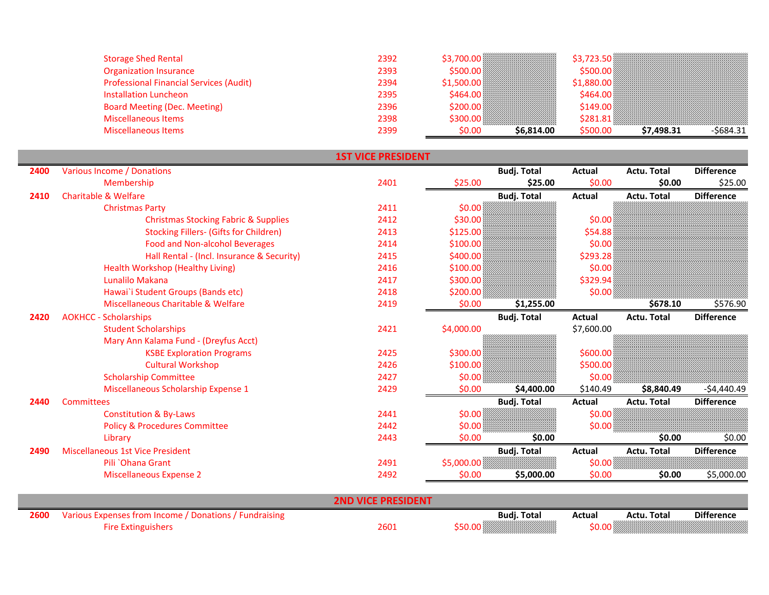| | | Account | Budget | Budj. Total | Actual | Actu. Total | Difference |
|---|---|---|---|---|---|---|---|
| | Storage Shed Rental | 2392 | $3,700.00 | | $3,723.50 | | |
| | Organization Insurance | 2393 | $500.00 | | $500.00 | | |
| | Professional Financial Services (Audit) | 2394 | $1,500.00 | | $1,880.00 | | |
| | Installation Luncheon | 2395 | $464.00 | | $464.00 | | |
| | Board Meeting (Dec. Meeting) | 2396 | $200.00 | | $149.00 | | |
| | Miscellaneous Items | 2398 | $300.00 | | $281.81 | | |
| | Miscellaneous Items | 2399 | $0.00 | **$6,814.00** | $500.00 | **$7,498.31** | -$684.31 |

## 1ST VICE PRESIDENT

| | | Account | Budget | Budj. Total | Actual | Actu. Total | Difference |
|---|---|---|---|---|---|---|---|
| **2400** | Various Income / Donations | | | **Budj. Total** | **Actual** | **Actu. Total** | **Difference** |
| | Membership | 2401 | $25.00 | **$25.00** | $0.00 | **$0.00** | $25.00 |
| **2410** | Charitable & Welfare | | | **Budj. Total** | **Actual** | **Actu. Total** | **Difference** |
| | Christmas Party | 2411 | $0.00 | | | | |
| | Christmas Stocking Fabric & Supplies | 2412 | $30.00 | | $0.00 | | |
| | Stocking Fillers- (Gifts for Children) | 2413 | $125.00 | | $54.88 | | |
| | Food and Non-alcohol Beverages | 2414 | $100.00 | | $0.00 | | |
| | Hall Rental - (Incl. Insurance & Security) | 2415 | $400.00 | | $293.28 | | |
| | Health Workshop (Healthy Living) | 2416 | $100.00 | | $0.00 | | |
| | Lunalilo Makana | 2417 | $300.00 | | $329.94 | | |
| | Hawai`i Student Groups (Bands etc) | 2418 | $200.00 | | $0.00 | | |
| | Miscellaneous Charitable & Welfare | 2419 | $0.00 | **$1,255.00** | | **$678.10** | $576.90 |
| **2420** | AOKHCC - Scholarships | | | **Budj. Total** | **Actual** | **Actu. Total** | **Difference** |
| | Student Scholarships | 2421 | $4,000.00 | | $7,600.00 | | |
| | Mary Ann Kalama Fund - (Dreyfus Acct) | | | | | | |
| | KSBE Exploration Programs | 2425 | $300.00 | | $600.00 | | |
| | Cultural Workshop | 2426 | $100.00 | | $500.00 | | |
| | Scholarship Committee | 2427 | $0.00 | | $0.00 | | |
| | Miscellaneous Scholarship Expense 1 | 2429 | $0.00 | **$4,400.00** | $140.49 | **$8,840.49** | -$4,440.49 |
| **2440** | Committees | | | **Budj. Total** | **Actual** | **Actu. Total** | **Difference** |
| | Constitution & By-Laws | 2441 | $0.00 | | $0.00 | | |
| | Policy & Procedures Committee | 2442 | $0.00 | | $0.00 | | |
| | Library | 2443 | $0.00 | **$0.00** | | **$0.00** | $0.00 |
| **2490** | Miscellaneous 1st Vice President | | | **Budj. Total** | **Actual** | **Actu. Total** | **Difference** |
| | Pili `Ohana Grant | 2491 | $5,000.00 | | $0.00 | | |
| | Miscellaneous Expense 2 | 2492 | $0.00 | **$5,000.00** | $0.00 | **$0.00** | $5,000.00 |

## 2ND VICE PRESIDENT

| | | Account | Budget | Budj. Total | Actual | Actu. Total | Difference |
|---|---|---|---|---|---|---|---|
| **2600** | Various Expenses from Income / Donations / Fundraising | | | **Budj. Total** | **Actual** | **Actu. Total** | **Difference** |
| | Fire Extinguishers | 2601 | $50.00 | | $0.00 | | |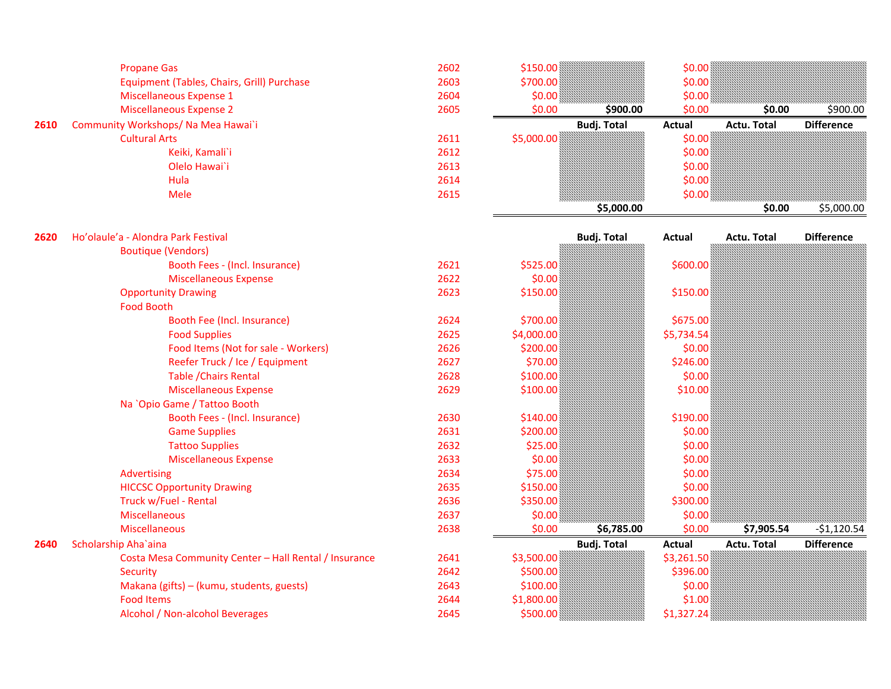| | | Code | Budget | Budj. Total | Actual | Actu. Total | Difference |
|---|---|---|---|---|---|---|---|
| | Propane Gas | 2602 | $150.00 | | $0.00 | | |
| | Equipment (Tables, Chairs, Grill) Purchase | 2603 | $700.00 | | $0.00 | | |
| | Miscellaneous Expense 1 | 2604 | $0.00 | | $0.00 | | |
| | Miscellaneous Expense 2 | 2605 | $0.00 | **$900.00** | $0.00 | **$0.00** | $900.00 |
| **2610** | Community Workshops/ Na Mea Hawai`i | | | **Budj. Total** | **Actual** | **Actu. Total** | **Difference** |
| | Cultural Arts | 2611 | $5,000.00 | | $0.00 | | |
| | Keiki, Kamali`i | 2612 | | | $0.00 | | |
| | Olelo Hawai`i | 2613 | | | $0.00 | | |
| | Hula | 2614 | | | $0.00 | | |
| | Mele | 2615 | | | $0.00 | | |
| | | | | **$5,000.00** | | **$0.00** | $5,000.00 |
| **2620** | Ho'olaule'a - Alondra Park Festival | | | **Budj. Total** | **Actual** | **Actu. Total** | **Difference** |
| | Boutique (Vendors) | | | | | | |
| | Booth Fees - (Incl. Insurance) | 2621 | $525.00 | | $600.00 | | |
| | Miscellaneous Expense | 2622 | $0.00 | | | | |
| | Opportunity Drawing | 2623 | $150.00 | | $150.00 | | |
| | Food Booth | | | | | | |
| | Booth Fee (Incl. Insurance) | 2624 | $700.00 | | $675.00 | | |
| | Food Supplies | 2625 | $4,000.00 | | $5,734.54 | | |
| | Food Items (Not for sale - Workers) | 2626 | $200.00 | | $0.00 | | |
| | Reefer Truck / Ice / Equipment | 2627 | $70.00 | | $246.00 | | |
| | Table /Chairs Rental | 2628 | $100.00 | | $0.00 | | |
| | Miscellaneous Expense | 2629 | $100.00 | | $10.00 | | |
| | Na `Opio Game / Tattoo Booth | | | | | | |
| | Booth Fees - (Incl. Insurance) | 2630 | $140.00 | | $190.00 | | |
| | Game Supplies | 2631 | $200.00 | | $0.00 | | |
| | Tattoo Supplies | 2632 | $25.00 | | $0.00 | | |
| | Miscellaneous Expense | 2633 | $0.00 | | $0.00 | | |
| | Advertising | 2634 | $75.00 | | $0.00 | | |
| | HICCSC Opportunity Drawing | 2635 | $150.00 | | $0.00 | | |
| | Truck w/Fuel - Rental | 2636 | $350.00 | | $300.00 | | |
| | Miscellaneous | 2637 | $0.00 | | $0.00 | | |
| | Miscellaneous | 2638 | $0.00 | **$6,785.00** | $0.00 | **$7,905.54** | -$1,120.54 |
| **2640** | Scholarship Aha`aina | | | **Budj. Total** | **Actual** | **Actu. Total** | **Difference** |
| | Costa Mesa Community Center – Hall Rental / Insurance | 2641 | $3,500.00 | | $3,261.50 | | |
| | Security | 2642 | $500.00 | | $396.00 | | |
| | Makana (gifts) – (kumu, students, guests) | 2643 | $100.00 | | $0.00 | | |
| | Food Items | 2644 | $1,800.00 | | $1.00 | | |
| | Alcohol / Non-alcohol Beverages | 2645 | $500.00 | | $1,327.24 | | |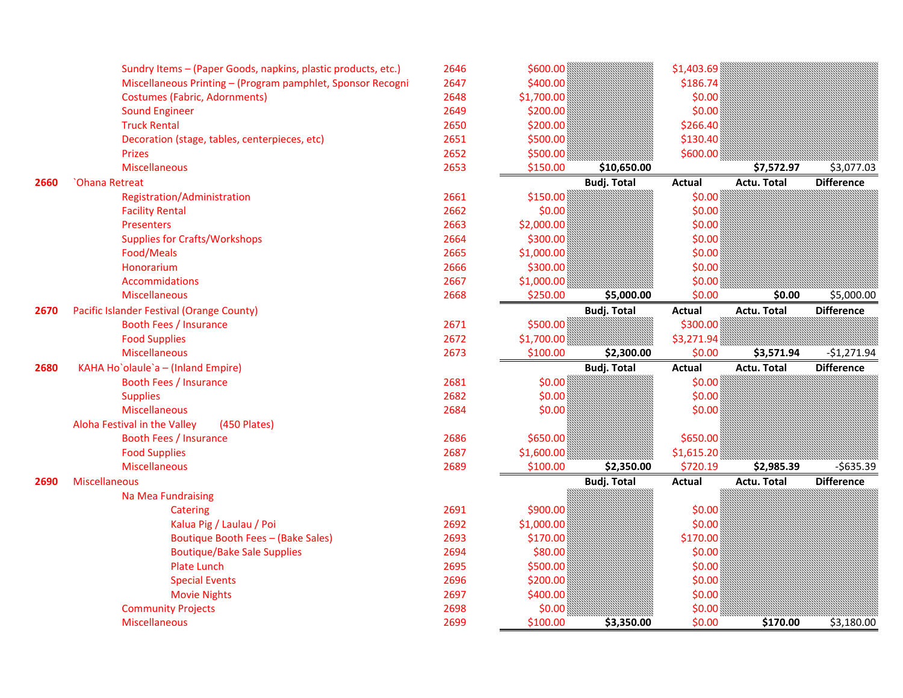| Code | Item | Acct | Budget | Budj. Total | Actual | Actu. Total | Difference |
|---|---|---|---|---|---|---|---|
| | Sundry Items – (Paper Goods, napkins, plastic products, etc.) | 2646 | $600.00 | | $1,403.69 | | |
| | Miscellaneous Printing – (Program pamphlet, Sponsor Recogni | 2647 | $400.00 | | $186.74 | | |
| | Costumes (Fabric, Adornments) | 2648 | $1,700.00 | | $0.00 | | |
| | Sound Engineer | 2649 | $200.00 | | $0.00 | | |
| | Truck Rental | 2650 | $200.00 | | $266.40 | | |
| | Decoration (stage, tables, centerpieces, etc) | 2651 | $500.00 | | $130.40 | | |
| | Prizes | 2652 | $500.00 | | $600.00 | | |
| | Miscellaneous | 2653 | $150.00 | $10,650.00 | | $7,572.97 | $3,077.03 |
| **2660** | `Ohana Retreat | | | **Budj. Total** | **Actual** | **Actu. Total** | **Difference** |
| | Registration/Administration | 2661 | $150.00 | | $0.00 | | |
| | Facility Rental | 2662 | $0.00 | | $0.00 | | |
| | Presenters | 2663 | $2,000.00 | | $0.00 | | |
| | Supplies for Crafts/Workshops | 2664 | $300.00 | | $0.00 | | |
| | Food/Meals | 2665 | $1,000.00 | | $0.00 | | |
| | Honorarium | 2666 | $300.00 | | $0.00 | | |
| | Accommidations | 2667 | $1,000.00 | | $0.00 | | |
| | Miscellaneous | 2668 | $250.00 | $5,000.00 | $0.00 | $0.00 | $5,000.00 |
| **2670** | Pacific Islander Festival (Orange County) | | | **Budj. Total** | **Actual** | **Actu. Total** | **Difference** |
| | Booth Fees / Insurance | 2671 | $500.00 | | $300.00 | | |
| | Food Supplies | 2672 | $1,700.00 | | $3,271.94 | | |
| | Miscellaneous | 2673 | $100.00 | $2,300.00 | $0.00 | $3,571.94 | -$1,271.94 |
| **2680** | KAHA Ho`olaule`a – (Inland Empire) | | | **Budj. Total** | **Actual** | **Actu. Total** | **Difference** |
| | Booth Fees / Insurance | 2681 | $0.00 | | $0.00 | | |
| | Supplies | 2682 | $0.00 | | $0.00 | | |
| | Miscellaneous | 2684 | $0.00 | | $0.00 | | |
| | Aloha Festival in the Valley (450 Plates) | | | | | | |
| | Booth Fees / Insurance | 2686 | $650.00 | | $650.00 | | |
| | Food Supplies | 2687 | $1,600.00 | | $1,615.20 | | |
| | Miscellaneous | 2689 | $100.00 | $2,350.00 | $720.19 | $2,985.39 | -$635.39 |
| **2690** | Miscellaneous | | | **Budj. Total** | **Actual** | **Actu. Total** | **Difference** |
| | Na Mea Fundraising | | | | | | |
| | Catering | 2691 | $900.00 | | $0.00 | | |
| | Kalua Pig / Laulau / Poi | 2692 | $1,000.00 | | $0.00 | | |
| | Boutique Booth Fees – (Bake Sales) | 2693 | $170.00 | | $170.00 | | |
| | Boutique/Bake Sale Supplies | 2694 | $80.00 | | $0.00 | | |
| | Plate Lunch | 2695 | $500.00 | | $0.00 | | |
| | Special Events | 2696 | $200.00 | | $0.00 | | |
| | Movie Nights | 2697 | $400.00 | | $0.00 | | |
| | Community Projects | 2698 | $0.00 | | $0.00 | | |
| | Miscellaneous | 2699 | $100.00 | $3,350.00 | $0.00 | $170.00 | $3,180.00 |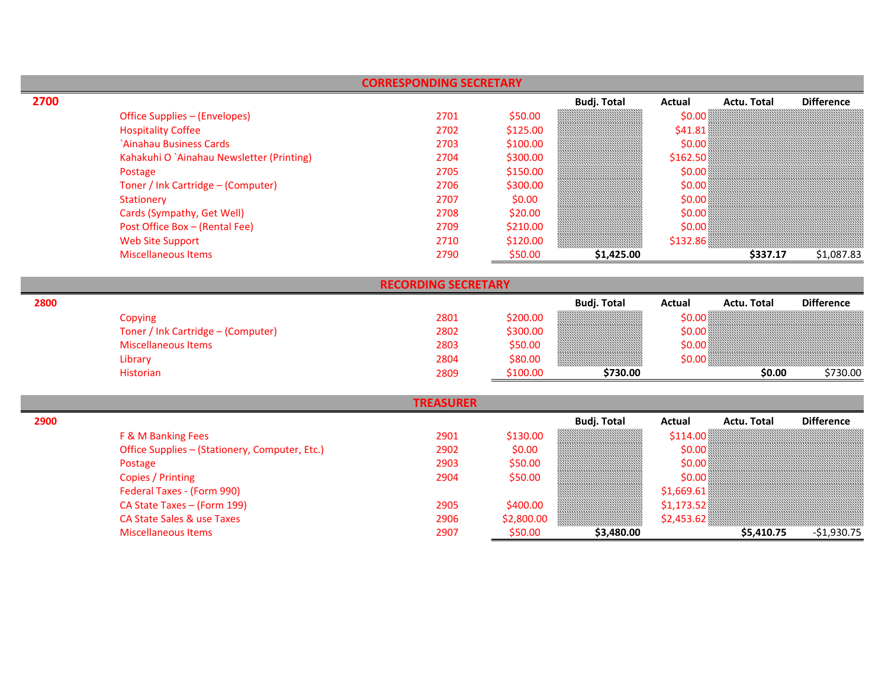## CORRESPONDING SECRETARY

| 2700 | | | Budj. Total | Actual | Actu. Total | Difference |
|---|---|---|---|---|---|---|
| Office Supplies – (Envelopes) | 2701 | $50.00 | | $0.00 | | |
| Hospitality Coffee | 2702 | $125.00 | | $41.81 | | |
| `Ainahau Business Cards | 2703 | $100.00 | | $0.00 | | |
| Kahakuhi O `Ainahau Newsletter (Printing) | 2704 | $300.00 | | $162.50 | | |
| Postage | 2705 | $150.00 | | $0.00 | | |
| Toner / Ink Cartridge – (Computer) | 2706 | $300.00 | | $0.00 | | |
| Stationery | 2707 | $0.00 | | $0.00 | | |
| Cards (Sympathy, Get Well) | 2708 | $20.00 | | $0.00 | | |
| Post Office Box – (Rental Fee) | 2709 | $210.00 | | $0.00 | | |
| Web Site Support | 2710 | $120.00 | | $132.86 | | |
| Miscellaneous Items | 2790 | $50.00 | **$1,425.00** | | **$337.17** | $1,087.83 |

## RECORDING SECRETARY

| 2800 | | | Budj. Total | Actual | Actu. Total | Difference |
|---|---|---|---|---|---|---|
| Copying | 2801 | $200.00 | | $0.00 | | |
| Toner / Ink Cartridge – (Computer) | 2802 | $300.00 | | $0.00 | | |
| Miscellaneous Items | 2803 | $50.00 | | $0.00 | | |
| Library | 2804 | $80.00 | | $0.00 | | |
| Historian | 2809 | $100.00 | **$730.00** | | **$0.00** | $730.00 |

## TREASURER

| 2900 | | | Budj. Total | Actual | Actu. Total | Difference |
|---|---|---|---|---|---|---|
| F & M Banking Fees | 2901 | $130.00 | | $114.00 | | |
| Office Supplies – (Stationery, Computer, Etc.) | 2902 | $0.00 | | $0.00 | | |
| Postage | 2903 | $50.00 | | $0.00 | | |
| Copies / Printing | 2904 | $50.00 | | $0.00 | | |
| Federal Taxes - (Form 990) | | | | $1,669.61 | | |
| CA State Taxes – (Form 199) | 2905 | $400.00 | | $1,173.52 | | |
| CA State Sales & use Taxes | 2906 | $2,800.00 | | $2,453.62 | | |
| Miscellaneous Items | 2907 | $50.00 | **$3,480.00** | | **$5,410.75** | -$1,930.75 |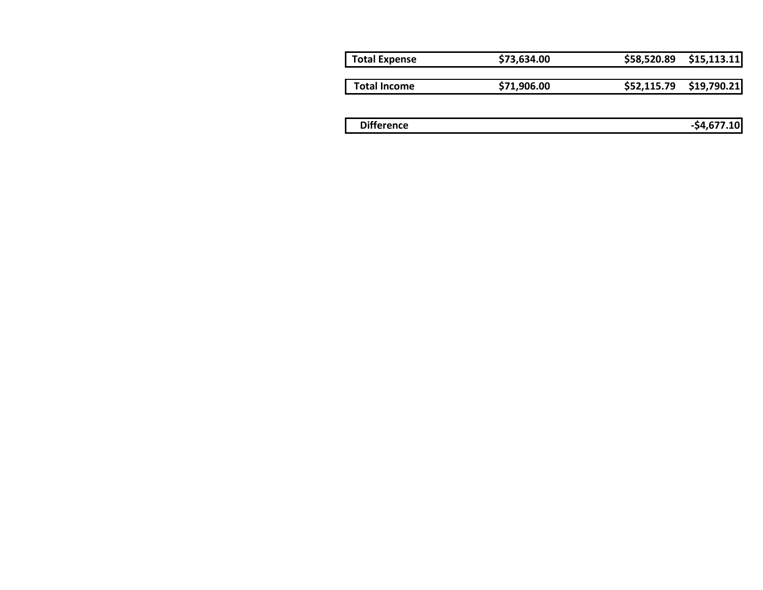| | | | |
|---|---|---|---|
| **Total Expense** | **$73,634.00** | **$58,520.89** | **$15,113.11** |
| **Total Income** | **$71,906.00** | **$52,115.79** | **$19,790.21** |
| **Difference** | | | **-$4,677.10** |